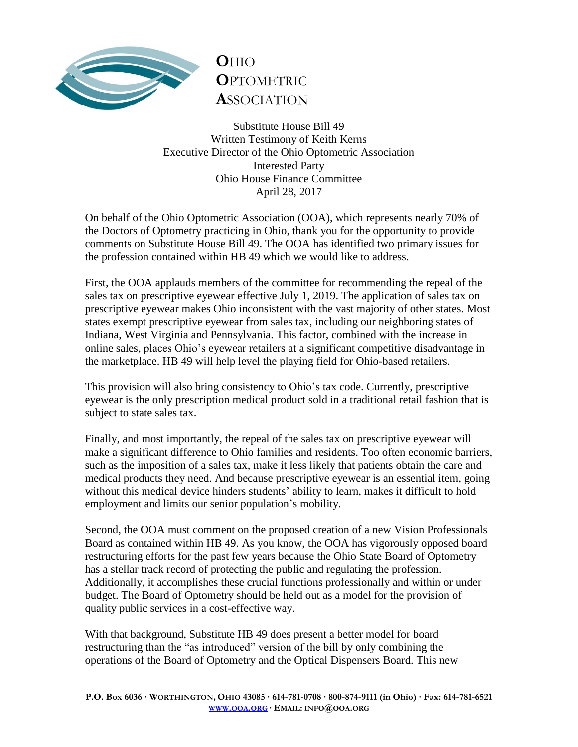# Ohio Optometric Association

Substitute House Bill 49
Written Testimony of Keith Kerns
Executive Director of the Ohio Optometric Association
Interested Party
Ohio House Finance Committee
April 28, 2017

On behalf of the Ohio Optometric Association (OOA), which represents nearly 70% of the Doctors of Optometry practicing in Ohio, thank you for the opportunity to provide comments on Substitute House Bill 49. The OOA has identified two primary issues for the profession contained within HB 49 which we would like to address.

First, the OOA applauds members of the committee for recommending the repeal of the sales tax on prescriptive eyewear effective July 1, 2019. The application of sales tax on prescriptive eyewear makes Ohio inconsistent with the vast majority of other states. Most states exempt prescriptive eyewear from sales tax, including our neighboring states of Indiana, West Virginia and Pennsylvania. This factor, combined with the increase in online sales, places Ohio's eyewear retailers at a significant competitive disadvantage in the marketplace. HB 49 will help level the playing field for Ohio-based retailers.

This provision will also bring consistency to Ohio's tax code. Currently, prescriptive eyewear is the only prescription medical product sold in a traditional retail fashion that is subject to state sales tax.

Finally, and most importantly, the repeal of the sales tax on prescriptive eyewear will make a significant difference to Ohio families and residents. Too often economic barriers, such as the imposition of a sales tax, make it less likely that patients obtain the care and medical products they need. And because prescriptive eyewear is an essential item, going without this medical device hinders students' ability to learn, makes it difficult to hold employment and limits our senior population's mobility.

Second, the OOA must comment on the proposed creation of a new Vision Professionals Board as contained within HB 49. As you know, the OOA has vigorously opposed board restructuring efforts for the past few years because the Ohio State Board of Optometry has a stellar track record of protecting the public and regulating the profession. Additionally, it accomplishes these crucial functions professionally and within or under budget. The Board of Optometry should be held out as a model for the provision of quality public services in a cost-effective way.

With that background, Substitute HB 49 does present a better model for board restructuring than the "as introduced" version of the bill by only combining the operations of the Board of Optometry and the Optical Dispensers Board. This new

**P.O. Box 6036 · Worthington, Ohio 43085 · 614-781-0708 · 800-874-9111 (in Ohio) · Fax: 614-781-6521**
**www.ooa.org · Email: info@ooa.org**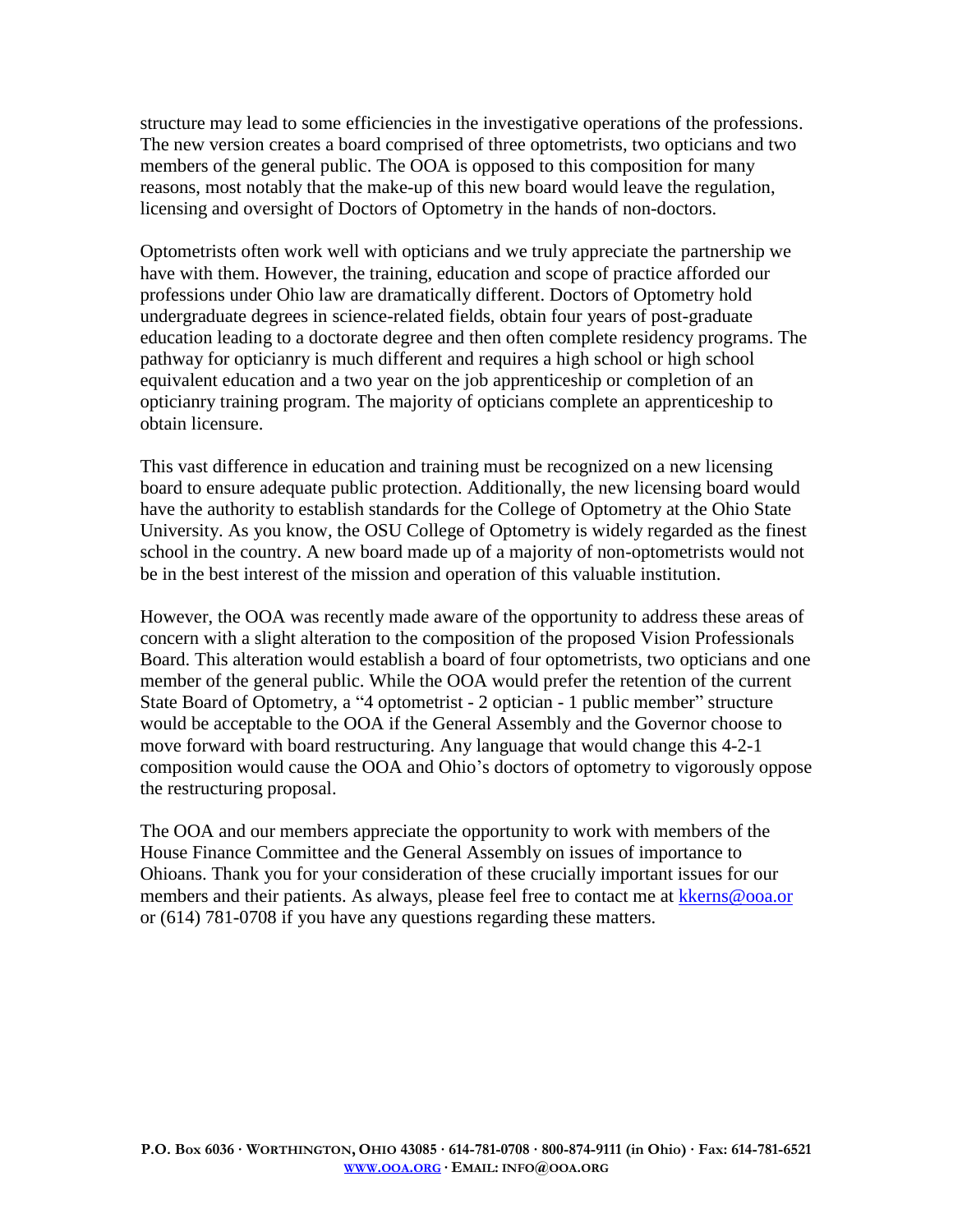structure may lead to some efficiencies in the investigative operations of the professions. The new version creates a board comprised of three optometrists, two opticians and two members of the general public. The OOA is opposed to this composition for many reasons, most notably that the make-up of this new board would leave the regulation, licensing and oversight of Doctors of Optometry in the hands of non-doctors.

Optometrists often work well with opticians and we truly appreciate the partnership we have with them. However, the training, education and scope of practice afforded our professions under Ohio law are dramatically different. Doctors of Optometry hold undergraduate degrees in science-related fields, obtain four years of post-graduate education leading to a doctorate degree and then often complete residency programs. The pathway for opticianry is much different and requires a high school or high school equivalent education and a two year on the job apprenticeship or completion of an opticianry training program. The majority of opticians complete an apprenticeship to obtain licensure.

This vast difference in education and training must be recognized on a new licensing board to ensure adequate public protection. Additionally, the new licensing board would have the authority to establish standards for the College of Optometry at the Ohio State University. As you know, the OSU College of Optometry is widely regarded as the finest school in the country. A new board made up of a majority of non-optometrists would not be in the best interest of the mission and operation of this valuable institution.

However, the OOA was recently made aware of the opportunity to address these areas of concern with a slight alteration to the composition of the proposed Vision Professionals Board. This alteration would establish a board of four optometrists, two opticians and one member of the general public. While the OOA would prefer the retention of the current State Board of Optometry, a "4 optometrist - 2 optician - 1 public member" structure would be acceptable to the OOA if the General Assembly and the Governor choose to move forward with board restructuring. Any language that would change this 4-2-1 composition would cause the OOA and Ohio's doctors of optometry to vigorously oppose the restructuring proposal.

The OOA and our members appreciate the opportunity to work with members of the House Finance Committee and the General Assembly on issues of importance to Ohioans. Thank you for your consideration of these crucially important issues for our members and their patients. As always, please feel free to contact me at kkerns@ooa.or or (614) 781-0708 if you have any questions regarding these matters.

**P.O. Box 6036 · Worthington, Ohio 43085 · 614-781-0708 · 800-874-9111 (in Ohio) · Fax: 614-781-6521**
**www.ooa.org · Email: info@ooa.org**